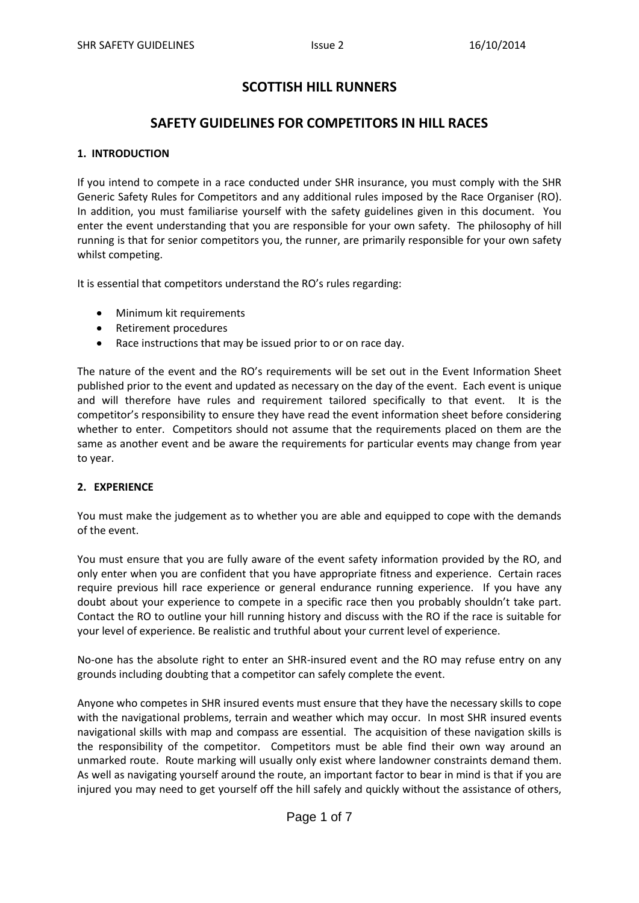# SCOTTISH HILL RUNNERS

## SAFETY GUIDELINES FOR COMPETITORS IN HILL RACES

### 1. INTRODUCTION

If you intend to compete in a race conducted under SHR insurance, you must comply with the SHR Generic Safety Rules for Competitors and any additional rules imposed by the Race Organiser (RO). In addition, you must familiarise yourself with the safety guidelines given in this document. You enter the event understanding that you are responsible for your own safety. The philosophy of hill running is that for senior competitors you, the runner, are primarily responsible for your own safety whilst competing.

It is essential that competitors understand the RO's rules regarding:

- Minimum kit requirements
- Retirement procedures
- Race instructions that may be issued prior to or on race day.

The nature of the event and the RO's requirements will be set out in the Event Information Sheet published prior to the event and updated as necessary on the day of the event. Each event is unique and will therefore have rules and requirement tailored specifically to that event. It is the competitor's responsibility to ensure they have read the event information sheet before considering whether to enter. Competitors should not assume that the requirements placed on them are the same as another event and be aware the requirements for particular events may change from year to year.

### 2. EXPERIENCE

You must make the judgement as to whether you are able and equipped to cope with the demands of the event.

You must ensure that you are fully aware of the event safety information provided by the RO, and only enter when you are confident that you have appropriate fitness and experience. Certain races require previous hill race experience or general endurance running experience. If you have any doubt about your experience to compete in a specific race then you probably shouldn't take part. Contact the RO to outline your hill running history and discuss with the RO if the race is suitable for your level of experience. Be realistic and truthful about your current level of experience.

No-one has the absolute right to enter an SHR-insured event and the RO may refuse entry on any grounds including doubting that a competitor can safely complete the event.

Anyone who competes in SHR insured events must ensure that they have the necessary skills to cope with the navigational problems, terrain and weather which may occur. In most SHR insured events navigational skills with map and compass are essential. The acquisition of these navigation skills is the responsibility of the competitor. Competitors must be able find their own way around an unmarked route. Route marking will usually only exist where landowner constraints demand them. As well as navigating yourself around the route, an important factor to bear in mind is that if you are injured you may need to get yourself off the hill safely and quickly without the assistance of others,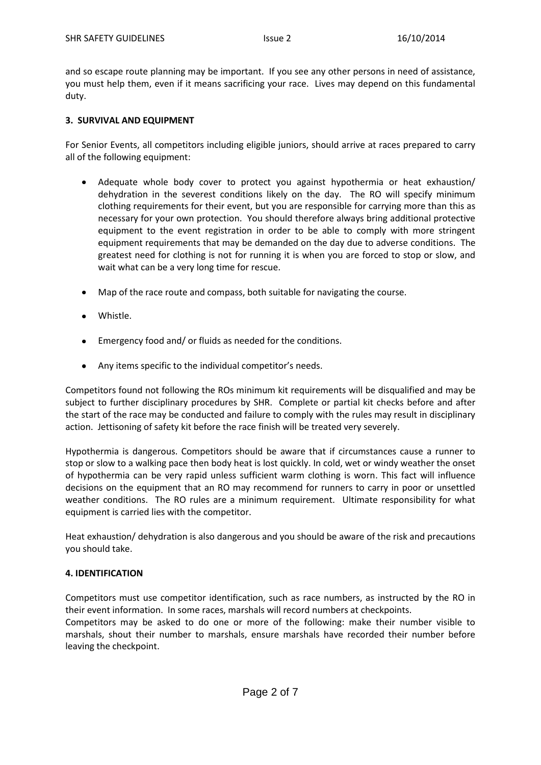and so escape route planning may be important. If you see any other persons in need of assistance, you must help them, even if it means sacrificing your race. Lives may depend on this fundamental duty.

### 3. SURVIVAL AND EQUIPMENT

For Senior Events, all competitors including eligible juniors, should arrive at races prepared to carry all of the following equipment:

- Adequate whole body cover to protect you against hypothermia or heat exhaustion/ dehydration in the severest conditions likely on the day. The RO will specify minimum clothing requirements for their event, but you are responsible for carrying more than this as necessary for your own protection. You should therefore always bring additional protective equipment to the event registration in order to be able to comply with more stringent equipment requirements that may be demanded on the day due to adverse conditions. The greatest need for clothing is not for running it is when you are forced to stop or slow, and wait what can be a very long time for rescue.
- Map of the race route and compass, both suitable for navigating the course.
- Whistle.
- Emergency food and/ or fluids as needed for the conditions.
- Any items specific to the individual competitor's needs.

Competitors found not following the ROs minimum kit requirements will be disqualified and may be subject to further disciplinary procedures by SHR. Complete or partial kit checks before and after the start of the race may be conducted and failure to comply with the rules may result in disciplinary action. Jettisoning of safety kit before the race finish will be treated very severely.

Hypothermia is dangerous. Competitors should be aware that if circumstances cause a runner to stop or slow to a walking pace then body heat is lost quickly. In cold, wet or windy weather the onset of hypothermia can be very rapid unless sufficient warm clothing is worn. This fact will influence decisions on the equipment that an RO may recommend for runners to carry in poor or unsettled weather conditions. The RO rules are a minimum requirement. Ultimate responsibility for what equipment is carried lies with the competitor.

Heat exhaustion/ dehydration is also dangerous and you should be aware of the risk and precautions you should take.

### 4. IDENTIFICATION

Competitors must use competitor identification, such as race numbers, as instructed by the RO in their event information. In some races, marshals will record numbers at checkpoints.

Competitors may be asked to do one or more of the following: make their number visible to marshals, shout their number to marshals, ensure marshals have recorded their number before leaving the checkpoint.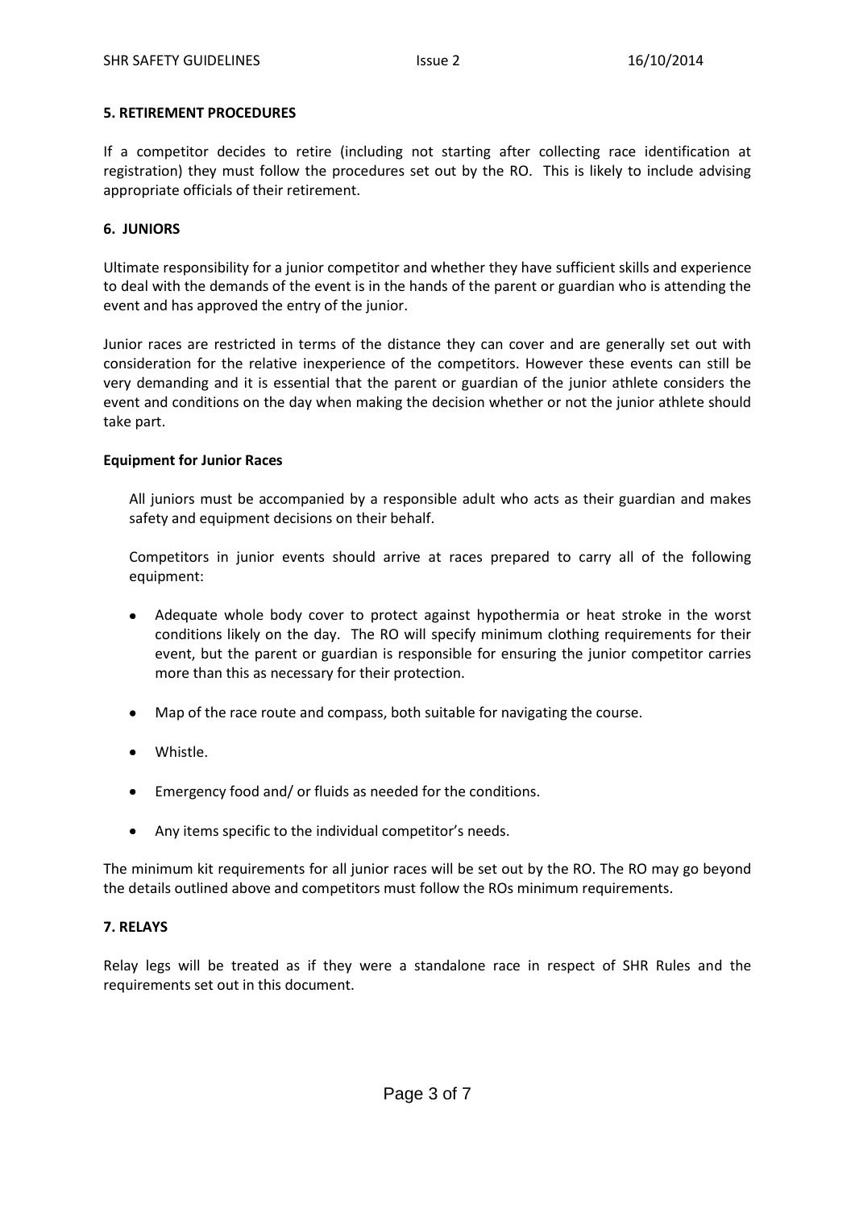## 5. RETIREMENT PROCEDURES

If a competitor decides to retire (including not starting after collecting race identification at registration) they must follow the procedures set out by the RO. This is likely to include advising appropriate officials of their retirement.

## 6. JUNIORS

Ultimate responsibility for a junior competitor and whether they have sufficient skills and experience to deal with the demands of the event is in the hands of the parent or guardian who is attending the event and has approved the entry of the junior.

Junior races are restricted in terms of the distance they can cover and are generally set out with consideration for the relative inexperience of the competitors. However these events can still be very demanding and it is essential that the parent or guardian of the junior athlete considers the event and conditions on the day when making the decision whether or not the junior athlete should take part.

### Equipment for Junior Races

All juniors must be accompanied by a responsible adult who acts as their guardian and makes safety and equipment decisions on their behalf.

Competitors in junior events should arrive at races prepared to carry all of the following equipment:

- Adequate whole body cover to protect against hypothermia or heat stroke in the worst conditions likely on the day. The RO will specify minimum clothing requirements for their event, but the parent or guardian is responsible for ensuring the junior competitor carries more than this as necessary for their protection.
- Map of the race route and compass, both suitable for navigating the course.
- Whistle.
- Emergency food and/ or fluids as needed for the conditions.
- Any items specific to the individual competitor's needs.

The minimum kit requirements for all junior races will be set out by the RO. The RO may go beyond the details outlined above and competitors must follow the ROs minimum requirements.

## 7. RELAYS

Relay legs will be treated as if they were a standalone race in respect of SHR Rules and the requirements set out in this document.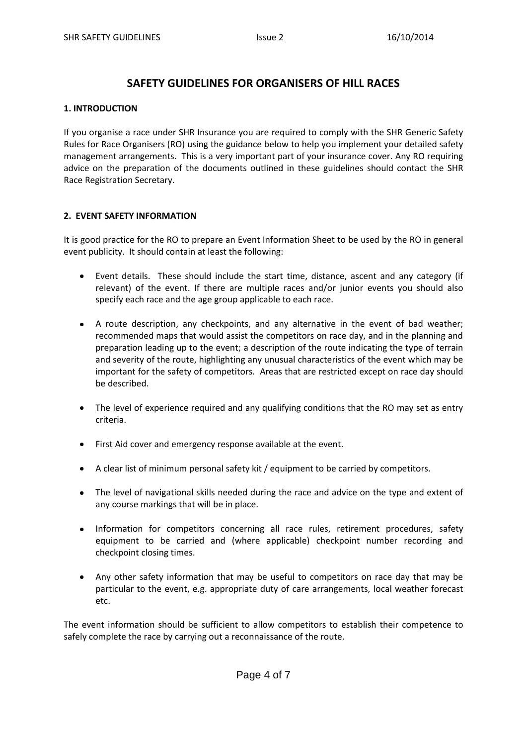# SAFETY GUIDELINES FOR ORGANISERS OF HILL RACES

## 1. INTRODUCTION

If you organise a race under SHR Insurance you are required to comply with the SHR Generic Safety Rules for Race Organisers (RO) using the guidance below to help you implement your detailed safety management arrangements. This is a very important part of your insurance cover. Any RO requiring advice on the preparation of the documents outlined in these guidelines should contact the SHR Race Registration Secretary.

## 2. EVENT SAFETY INFORMATION

It is good practice for the RO to prepare an Event Information Sheet to be used by the RO in general event publicity. It should contain at least the following:

- Event details. These should include the start time, distance, ascent and any category (if relevant) of the event. If there are multiple races and/or junior events you should also specify each race and the age group applicable to each race.
- A route description, any checkpoints, and any alternative in the event of bad weather; recommended maps that would assist the competitors on race day, and in the planning and preparation leading up to the event; a description of the route indicating the type of terrain and severity of the route, highlighting any unusual characteristics of the event which may be important for the safety of competitors. Areas that are restricted except on race day should be described.
- The level of experience required and any qualifying conditions that the RO may set as entry criteria.
- First Aid cover and emergency response available at the event.
- A clear list of minimum personal safety kit / equipment to be carried by competitors.
- The level of navigational skills needed during the race and advice on the type and extent of any course markings that will be in place.
- Information for competitors concerning all race rules, retirement procedures, safety equipment to be carried and (where applicable) checkpoint number recording and checkpoint closing times.
- Any other safety information that may be useful to competitors on race day that may be particular to the event, e.g. appropriate duty of care arrangements, local weather forecast etc.

The event information should be sufficient to allow competitors to establish their competence to safely complete the race by carrying out a reconnaissance of the route.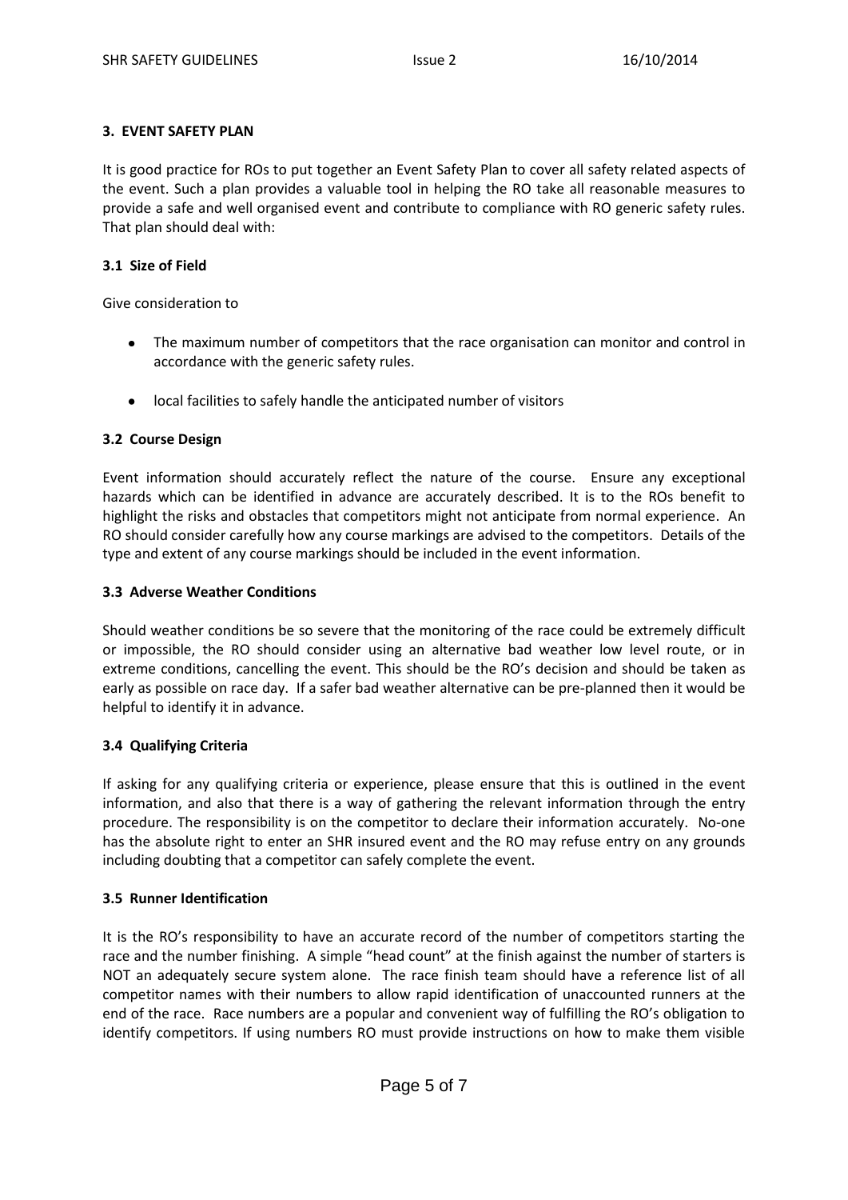### 3. EVENT SAFETY PLAN

It is good practice for ROs to put together an Event Safety Plan to cover all safety related aspects of the event. Such a plan provides a valuable tool in helping the RO take all reasonable measures to provide a safe and well organised event and contribute to compliance with RO generic safety rules. That plan should deal with:

#### 3.1 Size of Field

Give consideration to

- The maximum number of competitors that the race organisation can monitor and control in accordance with the generic safety rules.
- local facilities to safely handle the anticipated number of visitors

#### 3.2 Course Design

Event information should accurately reflect the nature of the course. Ensure any exceptional hazards which can be identified in advance are accurately described. It is to the ROs benefit to highlight the risks and obstacles that competitors might not anticipate from normal experience. An RO should consider carefully how any course markings are advised to the competitors. Details of the type and extent of any course markings should be included in the event information.

#### 3.3 Adverse Weather Conditions

Should weather conditions be so severe that the monitoring of the race could be extremely difficult or impossible, the RO should consider using an alternative bad weather low level route, or in extreme conditions, cancelling the event. This should be the RO's decision and should be taken as early as possible on race day. If a safer bad weather alternative can be pre-planned then it would be helpful to identify it in advance.

#### 3.4 Qualifying Criteria

If asking for any qualifying criteria or experience, please ensure that this is outlined in the event information, and also that there is a way of gathering the relevant information through the entry procedure. The responsibility is on the competitor to declare their information accurately. No-one has the absolute right to enter an SHR insured event and the RO may refuse entry on any grounds including doubting that a competitor can safely complete the event.

#### 3.5 Runner Identification

It is the RO's responsibility to have an accurate record of the number of competitors starting the race and the number finishing. A simple "head count" at the finish against the number of starters is NOT an adequately secure system alone. The race finish team should have a reference list of all competitor names with their numbers to allow rapid identification of unaccounted runners at the end of the race. Race numbers are a popular and convenient way of fulfilling the RO's obligation to identify competitors. If using numbers RO must provide instructions on how to make them visible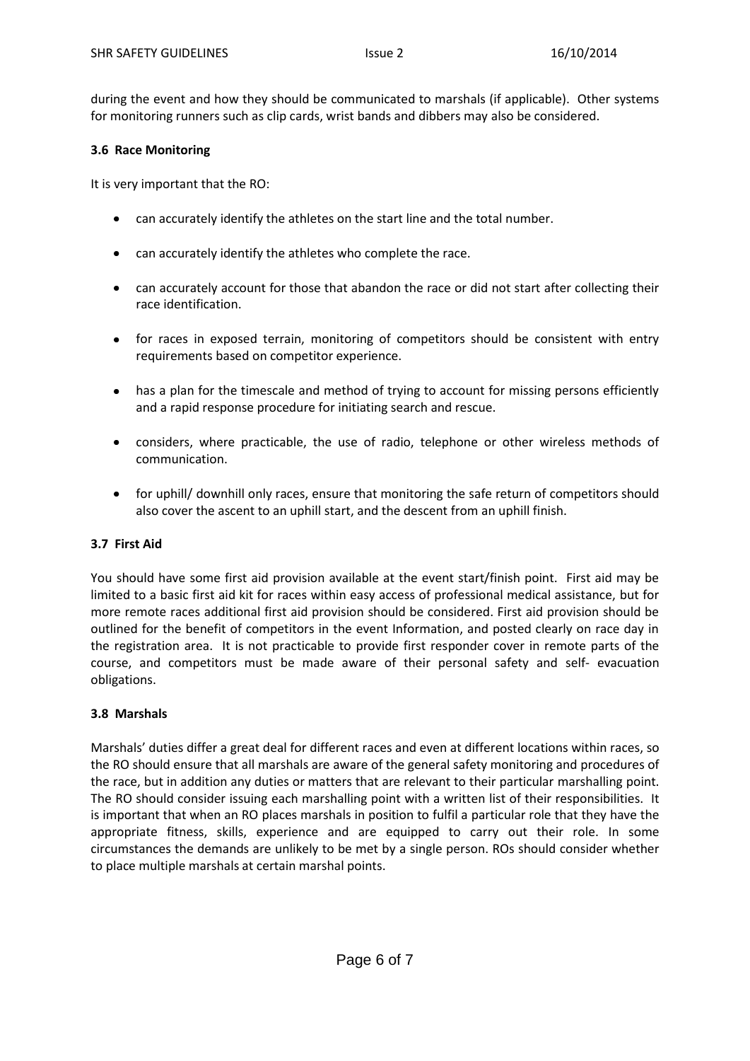during the event and how they should be communicated to marshals (if applicable). Other systems for monitoring runners such as clip cards, wrist bands and dibbers may also be considered.

### 3.6 Race Monitoring

It is very important that the RO:

- can accurately identify the athletes on the start line and the total number.
- can accurately identify the athletes who complete the race.
- can accurately account for those that abandon the race or did not start after collecting their race identification.
- for races in exposed terrain, monitoring of competitors should be consistent with entry requirements based on competitor experience.
- has a plan for the timescale and method of trying to account for missing persons efficiently and a rapid response procedure for initiating search and rescue.
- considers, where practicable, the use of radio, telephone or other wireless methods of communication.
- for uphill/ downhill only races, ensure that monitoring the safe return of competitors should also cover the ascent to an uphill start, and the descent from an uphill finish.

### 3.7 First Aid

You should have some first aid provision available at the event start/finish point. First aid may be limited to a basic first aid kit for races within easy access of professional medical assistance, but for more remote races additional first aid provision should be considered. First aid provision should be outlined for the benefit of competitors in the event Information, and posted clearly on race day in the registration area. It is not practicable to provide first responder cover in remote parts of the course, and competitors must be made aware of their personal safety and self- evacuation obligations.

### 3.8 Marshals

Marshals' duties differ a great deal for different races and even at different locations within races, so the RO should ensure that all marshals are aware of the general safety monitoring and procedures of the race, but in addition any duties or matters that are relevant to their particular marshalling point. The RO should consider issuing each marshalling point with a written list of their responsibilities. It is important that when an RO places marshals in position to fulfil a particular role that they have the appropriate fitness, skills, experience and are equipped to carry out their role. In some circumstances the demands are unlikely to be met by a single person. ROs should consider whether to place multiple marshals at certain marshal points.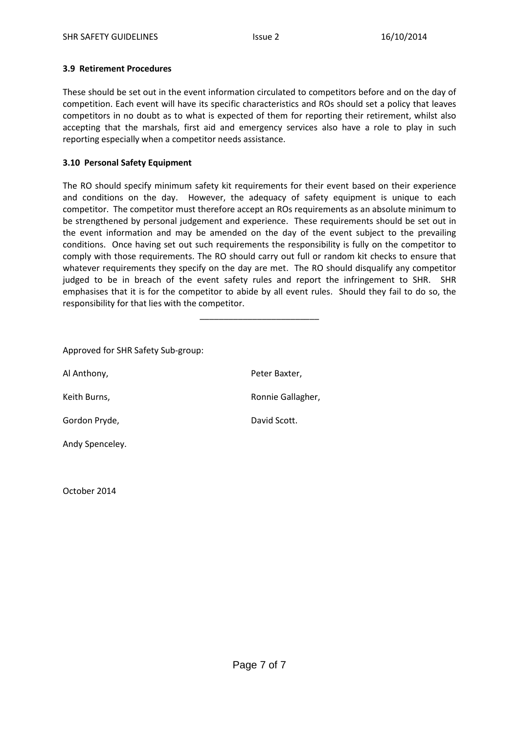### 3.9 Retirement Procedures

These should be set out in the event information circulated to competitors before and on the day of competition. Each event will have its specific characteristics and ROs should set a policy that leaves competitors in no doubt as to what is expected of them for reporting their retirement, whilst also accepting that the marshals, first aid and emergency services also have a role to play in such reporting especially when a competitor needs assistance.

### 3.10 Personal Safety Equipment

The RO should specify minimum safety kit requirements for their event based on their experience and conditions on the day. However, the adequacy of safety equipment is unique to each competitor. The competitor must therefore accept an ROs requirements as an absolute minimum to be strengthened by personal judgement and experience. These requirements should be set out in the event information and may be amended on the day of the event subject to the prevailing conditions. Once having set out such requirements the responsibility is fully on the competitor to comply with those requirements. The RO should carry out full or random kit checks to ensure that whatever requirements they specify on the day are met. The RO should disqualify any competitor judged to be in breach of the event safety rules and report the infringement to SHR. SHR emphasises that it is for the competitor to abide by all event rules. Should they fail to do so, the responsibility for that lies with the competitor.

---

Approved for SHR Safety Sub-group:

Al Anthony,
Peter Baxter,
Keith Burns,
Ronnie Gallagher,
Gordon Pryde,
David Scott.
Andy Spenceley.

October 2014